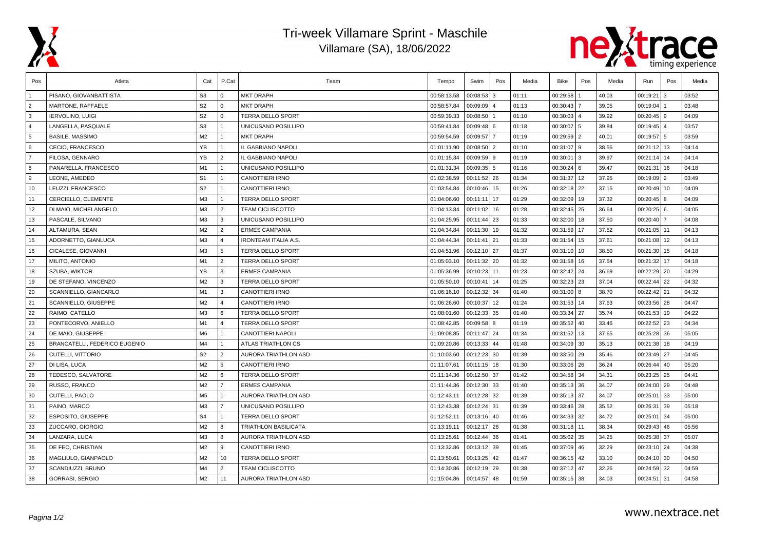# Tri-week Villamare Sprint - Maschile

Villamare (SA), 18/06/2022

| Pos | Atleta | Cat | P.Cat | Team | Tempo | Swim | Pos | Media | Bike | Pos | Media | Run | Pos | Media |
|---|---|---|---|---|---|---|---|---|---|---|---|---|---|---|
| 1 | PISANO, GIOVANBATTISTA | S3 | 0 | MKT DRAPH | 00:58:13.58 | 00:08:53 | 3 | 01:11 | 00:29:58 | 1 | 40.03 | 00:19:21 | 3 | 03:52 |
| 2 | MARTONE, RAFFAELE | S2 | 0 | MKT DRAPH | 00:58:57.84 | 00:09:09 | 4 | 01:13 | 00:30:43 | 7 | 39.05 | 00:19:04 | 1 | 03:48 |
| 3 | IERVOLINO, LUIGI | S2 | 0 | TERRA DELLO SPORT | 00:59:39.33 | 00:08:50 | 1 | 01:10 | 00:30:03 | 4 | 39.92 | 00:20:45 | 9 | 04:09 |
| 4 | LANGELLA, PASQUALE | S3 | 1 | UNICUSANO POSILLIPO | 00:59:41.84 | 00:09:48 | 6 | 01:18 | 00:30:07 | 5 | 39.84 | 00:19:45 | 4 | 03:57 |
| 5 | BASILE, MASSIMO | M2 | 1 | MKT DRAPH | 00:59:54.59 | 00:09:57 | 7 | 01:19 | 00:29:59 | 2 | 40.01 | 00:19:57 | 5 | 03:59 |
| 6 | CECIO, FRANCESCO | YB | 1 | IL GABBIANO NAPOLI | 01:01:11.90 | 00:08:50 | 2 | 01:10 | 00:31:07 | 9 | 38.56 | 00:21:12 | 13 | 04:14 |
| 7 | FILOSA, GENNARO | YB | 2 | IL GABBIANO NAPOLI | 01:01:15.34 | 00:09:59 | 9 | 01:19 | 00:30:01 | 3 | 39.97 | 00:21:14 | 14 | 04:14 |
| 8 | PANARELLA, FRANCESCO | M1 | 1 | UNICUSANO POSILLIPO | 01:01:31.34 | 00:09:35 | 5 | 01:16 | 00:30:24 | 6 | 39.47 | 00:21:31 | 16 | 04:18 |
| 9 | LEONE, AMEDEO | S1 | 1 | CANOTTIERI IRNO | 01:02:38.59 | 00:11:52 | 26 | 01:34 | 00:31:37 | 12 | 37.95 | 00:19:09 | 2 | 03:49 |
| 10 | LEUZZI, FRANCESCO | S2 | 1 | CANOTTIERI IRNO | 01:03:54.84 | 00:10:46 | 15 | 01:26 | 00:32:18 | 22 | 37.15 | 00:20:49 | 10 | 04:09 |
| 11 | CERCIELLO, CLEMENTE | M3 | 1 | TERRA DELLO SPORT | 01:04:06.60 | 00:11:11 | 17 | 01:29 | 00:32:09 | 19 | 37.32 | 00:20:45 | 8 | 04:09 |
| 12 | DI MAIO, MICHELANGELO | M3 | 2 | TEAM CICLISCOTTO | 01:04:13.84 | 00:11:02 | 16 | 01:28 | 00:32:45 | 25 | 36.64 | 00:20:25 | 6 | 04:05 |
| 13 | PASCALE, SILVANO | M3 | 3 | UNICUSANO POSILLIPO | 01:04:25.95 | 00:11:44 | 23 | 01:33 | 00:32:00 | 18 | 37.50 | 00:20:40 | 7 | 04:08 |
| 14 | ALTAMURA, SEAN | M2 | 2 | ERMES CAMPANIA | 01:04:34.84 | 00:11:30 | 19 | 01:32 | 00:31:59 | 17 | 37.52 | 00:21:05 | 11 | 04:13 |
| 15 | ADORNETTO, GIANLUCA | M3 | 4 | IRONTEAM ITALIA A.S. | 01:04:44.34 | 00:11:41 | 21 | 01:33 | 00:31:54 | 15 | 37.61 | 00:21:08 | 12 | 04:13 |
| 16 | CICALESE, GIOVANNI | M3 | 5 | TERRA DELLO SPORT | 01:04:51.96 | 00:12:10 | 27 | 01:37 | 00:31:10 | 10 | 38.50 | 00:21:30 | 15 | 04:18 |
| 17 | MILITO, ANTONIO | M1 | 2 | TERRA DELLO SPORT | 01:05:03.10 | 00:11:32 | 20 | 01:32 | 00:31:58 | 16 | 37.54 | 00:21:32 | 17 | 04:18 |
| 18 | SZUBA, WIKTOR | YB | 3 | ERMES CAMPANIA | 01:05:36.99 | 00:10:23 | 11 | 01:23 | 00:32:42 | 24 | 36.69 | 00:22:29 | 20 | 04:29 |
| 19 | DE STEFANO, VINCENZO | M2 | 3 | TERRA DELLO SPORT | 01:05:50.10 | 00:10:41 | 14 | 01:25 | 00:32:23 | 23 | 37.04 | 00:22:44 | 22 | 04:32 |
| 20 | SCANNIELLO, GIANCARLO | M1 | 3 | CANOTTIERI IRNO | 01:06:16.10 | 00:12:32 | 34 | 01:40 | 00:31:00 | 8 | 38.70 | 00:22:42 | 21 | 04:32 |
| 21 | SCANNIELLO, GIUSEPPE | M2 | 4 | CANOTTIERI IRNO | 01:06:26.60 | 00:10:37 | 12 | 01:24 | 00:31:53 | 14 | 37.63 | 00:23:56 | 28 | 04:47 |
| 22 | RAIMO, CATELLO | M3 | 6 | TERRA DELLO SPORT | 01:08:01.60 | 00:12:33 | 35 | 01:40 | 00:33:34 | 27 | 35.74 | 00:21:53 | 19 | 04:22 |
| 23 | PONTECORVO, ANIELLO | M1 | 4 | TERRA DELLO SPORT | 01:08:42.85 | 00:09:58 | 8 | 01:19 | 00:35:52 | 40 | 33.46 | 00:22:52 | 23 | 04:34 |
| 24 | DE MAIO, GIUSEPPE | M6 | 1 | CANOTTIERI NAPOLI | 01:09:08.85 | 00:11:47 | 24 | 01:34 | 00:31:52 | 13 | 37.65 | 00:25:28 | 36 | 05:05 |
| 25 | BRANCATELLI, FEDERICO EUGENIO | M4 | 1 | ATLAS TRIATHLON CS | 01:09:20.86 | 00:13:33 | 44 | 01:48 | 00:34:09 | 30 | 35.13 | 00:21:38 | 18 | 04:19 |
| 26 | CUTELLI, VITTORIO | S2 | 2 | AURORA TRIATHLON ASD | 01:10:03.60 | 00:12:23 | 30 | 01:39 | 00:33:50 | 29 | 35.46 | 00:23:49 | 27 | 04:45 |
| 27 | DI LISA, LUCA | M2 | 5 | CANOTTIERI IRNO | 01:11:07.61 | 00:11:15 | 18 | 01:30 | 00:33:06 | 26 | 36.24 | 00:26:44 | 40 | 05:20 |
| 28 | TEDESCO, SALVATORE | M2 | 6 | TERRA DELLO SPORT | 01:11:14.36 | 00:12:50 | 37 | 01:42 | 00:34:58 | 34 | 34.31 | 00:23:25 | 25 | 04:41 |
| 29 | RUSSO, FRANCO | M2 | 7 | ERMES CAMPANIA | 01:11:44.36 | 00:12:30 | 33 | 01:40 | 00:35:13 | 36 | 34.07 | 00:24:00 | 29 | 04:48 |
| 30 | CUTELLI, PAOLO | M5 | 1 | AURORA TRIATHLON ASD | 01:12:43.11 | 00:12:28 | 32 | 01:39 | 00:35:13 | 37 | 34.07 | 00:25:01 | 33 | 05:00 |
| 31 | PAINO, MARCO | M3 | 7 | UNICUSANO POSILLIPO | 01:12:43.38 | 00:12:24 | 31 | 01:39 | 00:33:46 | 28 | 35.52 | 00:26:31 | 39 | 05:18 |
| 32 | ESPOSITO, GIUSEPPE | S4 | 1 | TERRA DELLO SPORT | 01:12:52.11 | 00:13:16 | 40 | 01:46 | 00:34:33 | 32 | 34.72 | 00:25:01 | 34 | 05:00 |
| 33 | ZUCCARO, GIORGIO | M2 | 8 | TRIATHLON BASILICATA | 01:13:19.11 | 00:12:17 | 28 | 01:38 | 00:31:18 | 11 | 38.34 | 00:29:43 | 46 | 05:56 |
| 34 | LANZARA, LUCA | M3 | 8 | AURORA TRIATHLON ASD | 01:13:25.61 | 00:12:44 | 36 | 01:41 | 00:35:02 | 35 | 34.25 | 00:25:38 | 37 | 05:07 |
| 35 | DE FEO, CHRISTIAN | M2 | 9 | CANOTTIERI IRNO | 01:13:32.86 | 00:13:12 | 39 | 01:45 | 00:37:09 | 46 | 32.29 | 00:23:10 | 24 | 04:38 |
| 36 | MAGLIULO, GIANPAOLO | M2 | 10 | TERRA DELLO SPORT | 01:13:50.61 | 00:13:25 | 42 | 01:47 | 00:36:15 | 42 | 33.10 | 00:24:10 | 30 | 04:50 |
| 37 | SCANDIUZZI, BRUNO | M4 | 2 | TEAM CICLISCOTTO | 01:14:30.86 | 00:12:19 | 29 | 01:38 | 00:37:12 | 47 | 32.26 | 00:24:59 | 32 | 04:59 |
| 38 | GORRASI, SERGIO | M2 | 11 | AURORA TRIATHLON ASD | 01:15:04.86 | 00:14:57 | 48 | 01:59 | 00:35:15 | 38 | 34.03 | 00:24:51 | 31 | 04:58 |

www.nextrace.net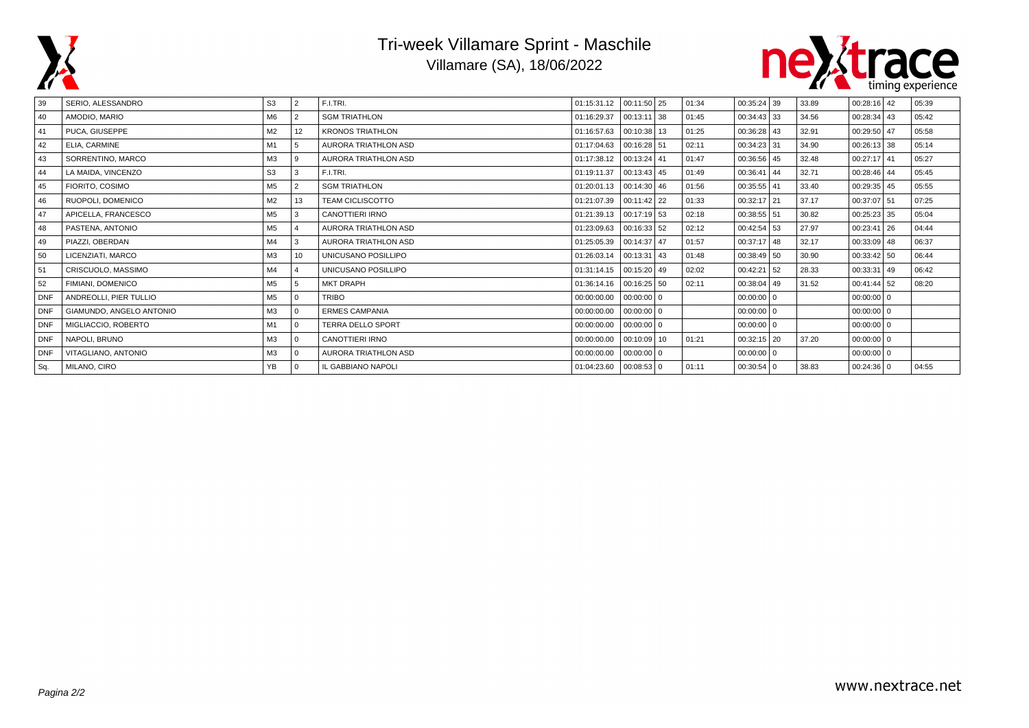# Tri-week Villamare Sprint - Maschile

Villamare (SA), 18/06/2022

| | | | | | | | | | | | | | | | |
|---|---|---|---|---|---|---|---|---|---|---|---|---|---|---|---|
| 39 | SERIO, ALESSANDRO | S3 | 2 | F.I.TRI. | 01:15:31.12 | 00:11:50 | 25 | 01:34 | 00:35:24 | 39 | 33.89 | 00:28:16 | 42 | 05:39 |
| 40 | AMODIO, MARIO | M6 | 2 | SGM TRIATHLON | 01:16:29.37 | 00:13:11 | 38 | 01:45 | 00:34:43 | 33 | 34.56 | 00:28:34 | 43 | 05:42 |
| 41 | PUCA, GIUSEPPE | M2 | 12 | KRONOS TRIATHLON | 01:16:57.63 | 00:10:38 | 13 | 01:25 | 00:36:28 | 43 | 32.91 | 00:29:50 | 47 | 05:58 |
| 42 | ELIA, CARMINE | M1 | 5 | AURORA TRIATHLON ASD | 01:17:04.63 | 00:16:28 | 51 | 02:11 | 00:34:23 | 31 | 34.90 | 00:26:13 | 38 | 05:14 |
| 43 | SORRENTINO, MARCO | M3 | 9 | AURORA TRIATHLON ASD | 01:17:38.12 | 00:13:24 | 41 | 01:47 | 00:36:56 | 45 | 32.48 | 00:27:17 | 41 | 05:27 |
| 44 | LA MAIDA, VINCENZO | S3 | 3 | F.I.TRI. | 01:19:11.37 | 00:13:43 | 45 | 01:49 | 00:36:41 | 44 | 32.71 | 00:28:46 | 44 | 05:45 |
| 45 | FIORITO, COSIMO | M5 | 2 | SGM TRIATHLON | 01:20:01.13 | 00:14:30 | 46 | 01:56 | 00:35:55 | 41 | 33.40 | 00:29:35 | 45 | 05:55 |
| 46 | RUOPOLI, DOMENICO | M2 | 13 | TEAM CICLISCOTTO | 01:21:07.39 | 00:11:42 | 22 | 01:33 | 00:32:17 | 21 | 37.17 | 00:37:07 | 51 | 07:25 |
| 47 | APICELLA, FRANCESCO | M5 | 3 | CANOTTIERI IRNO | 01:21:39.13 | 00:17:19 | 53 | 02:18 | 00:38:55 | 51 | 30.82 | 00:25:23 | 35 | 05:04 |
| 48 | PASTENA, ANTONIO | M5 | 4 | AURORA TRIATHLON ASD | 01:23:09.63 | 00:16:33 | 52 | 02:12 | 00:42:54 | 53 | 27.97 | 00:23:41 | 26 | 04:44 |
| 49 | PIAZZI, OBERDAN | M4 | 3 | AURORA TRIATHLON ASD | 01:25:05.39 | 00:14:37 | 47 | 01:57 | 00:37:17 | 48 | 32.17 | 00:33:09 | 48 | 06:37 |
| 50 | LICENZIATI, MARCO | M3 | 10 | UNICUSANO POSILLIPO | 01:26:03.14 | 00:13:31 | 43 | 01:48 | 00:38:49 | 50 | 30.90 | 00:33:42 | 50 | 06:44 |
| 51 | CRISCUOLO, MASSIMO | M4 | 4 | UNICUSANO POSILLIPO | 01:31:14.15 | 00:15:20 | 49 | 02:02 | 00:42:21 | 52 | 28.33 | 00:33:31 | 49 | 06:42 |
| 52 | FIMIANI, DOMENICO | M5 | 5 | MKT DRAPH | 01:36:14.16 | 00:16:25 | 50 | 02:11 | 00:38:04 | 49 | 31.52 | 00:41:44 | 52 | 08:20 |
| DNF | ANDREOLLI, PIER TULLIO | M5 | 0 | TRIBO | 00:00:00.00 | 00:00:00 | 0 | | 00:00:00 | 0 | | 00:00:00 | 0 | |
| DNF | GIAMUNDO, ANGELO ANTONIO | M3 | 0 | ERMES CAMPANIA | 00:00:00.00 | 00:00:00 | 0 | | 00:00:00 | 0 | | 00:00:00 | 0 | |
| DNF | MIGLIACCIO, ROBERTO | M1 | 0 | TERRA DELLO SPORT | 00:00:00.00 | 00:00:00 | 0 | | 00:00:00 | 0 | | 00:00:00 | 0 | |
| DNF | NAPOLI, BRUNO | M3 | 0 | CANOTTIERI IRNO | 00:00:00.00 | 00:10:09 | 10 | 01:21 | 00:32:15 | 20 | 37.20 | 00:00:00 | 0 | |
| DNF | VITAGLIANO, ANTONIO | M3 | 0 | AURORA TRIATHLON ASD | 00:00:00.00 | 00:00:00 | 0 | | 00:00:00 | 0 | | 00:00:00 | 0 | |
| Sq. | MILANO, CIRO | YB | 0 | IL GABBIANO NAPOLI | 01:04:23.60 | 00:08:53 | 0 | 01:11 | 00:30:54 | 0 | 38.83 | 00:24:36 | 0 | 04:55 |

www.nextrace.net